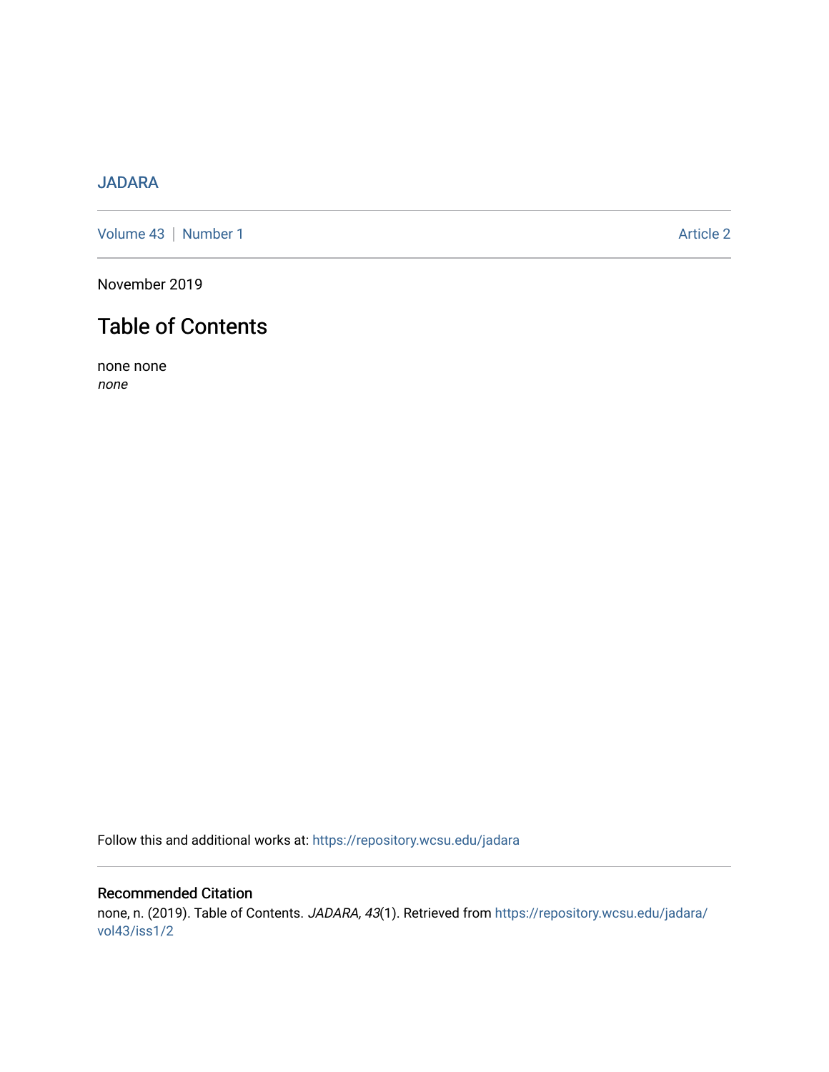JADARA

Volume 43 | Number 1 Article 2

November 2019

# Table of Contents

none none
*none*

Follow this and additional works at: https://repository.wcsu.edu/jadara

## Recommended Citation

none, n. (2019). Table of Contents. *JADARA, 43*(1). Retrieved from https://repository.wcsu.edu/jadara/vol43/iss1/2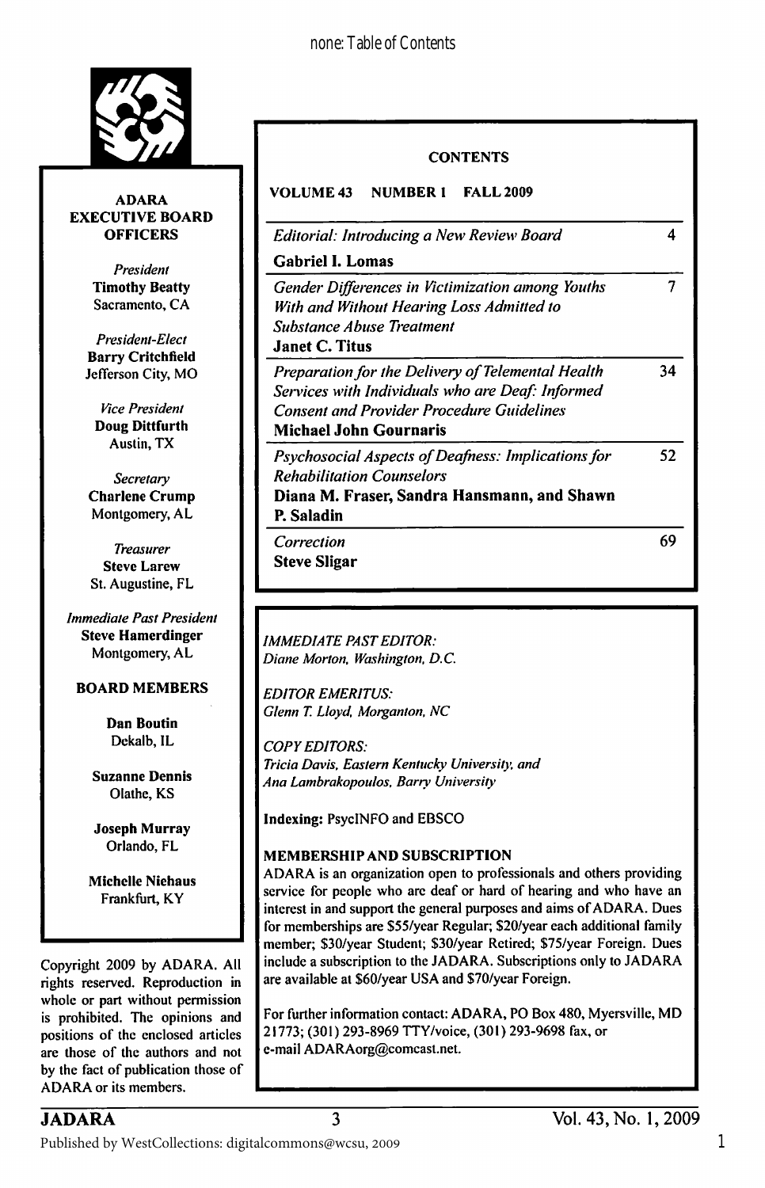ADARA
EXECUTIVE BOARD
OFFICERS

*President*
**Timothy Beatty**
Sacramento, CA

*President-Elect*
**Barry Critchfield**
Jefferson City, MO

*Vice President*
**Doug Dittfurth**
Austin, TX

*Secretary*
**Charlene Crump**
Montgomery, AL

*Treasurer*
**Steve Larew**
St. Augustine, FL

*Immediate Past President*
**Steve Hamerdinger**
Montgomery, AL

**BOARD MEMBERS**

**Dan Boutin**
Dekalb, IL

**Suzanne Dennis**
Olathe, KS

**Joseph Murray**
Orlando, FL

**Michelle Niehaus**
Frankfurt, KY

Copyright 2009 by ADARA. All rights reserved. Reproduction in whole or part without permission is prohibited. The opinions and positions of the enclosed articles are those of the authors and not by the fact of publication those of ADARA or its members.

## CONTENTS

**VOLUME 43 NUMBER 1 FALL 2009**

| | |
|---|---|
| *Editorial: Introducing a New Review Board* **Gabriel I. Lomas** | 4 |
| *Gender Differences in Victimization among Youths With and Without Hearing Loss Admitted to Substance Abuse Treatment* **Janet C. Titus** | 7 |
| *Preparation for the Delivery of Telemental Health Services with Individuals who are Deaf: Informed Consent and Provider Procedure Guidelines* **Michael John Gournaris** | 34 |
| *Psychosocial Aspects of Deafness: Implications for Rehabilitation Counselors* **Diana M. Fraser, Sandra Hansmann, and Shawn P. Saladin** | 52 |
| *Correction* **Steve Sligar** | 69 |

*IMMEDIATE PAST EDITOR:*
*Diane Morton, Washington, D.C.*

*EDITOR EMERITUS:*
*Glenn T. Lloyd, Morganton, NC*

*COPY EDITORS:*
*Tricia Davis, Eastern Kentucky University, and*
*Ana Lambrakopoulos, Barry University*

**Indexing:** PsycINFO and EBSCO

**MEMBERSHIP AND SUBSCRIPTION**

ADARA is an organization open to professionals and others providing service for people who are deaf or hard of hearing and who have an interest in and support the general purposes and aims of ADARA. Dues for memberships are $55/year Regular; $20/year each additional family member; $30/year Student; $30/year Retired; $75/year Foreign. Dues include a subscription to the JADARA. Subscriptions only to JADARA are available at $60/year USA and $70/year Foreign.

For further information contact: ADARA, PO Box 480, Myersville, MD 21773; (301) 293-8969 TTY/voice, (301) 293-9698 fax, or e-mail ADARAorg@comcast.net.